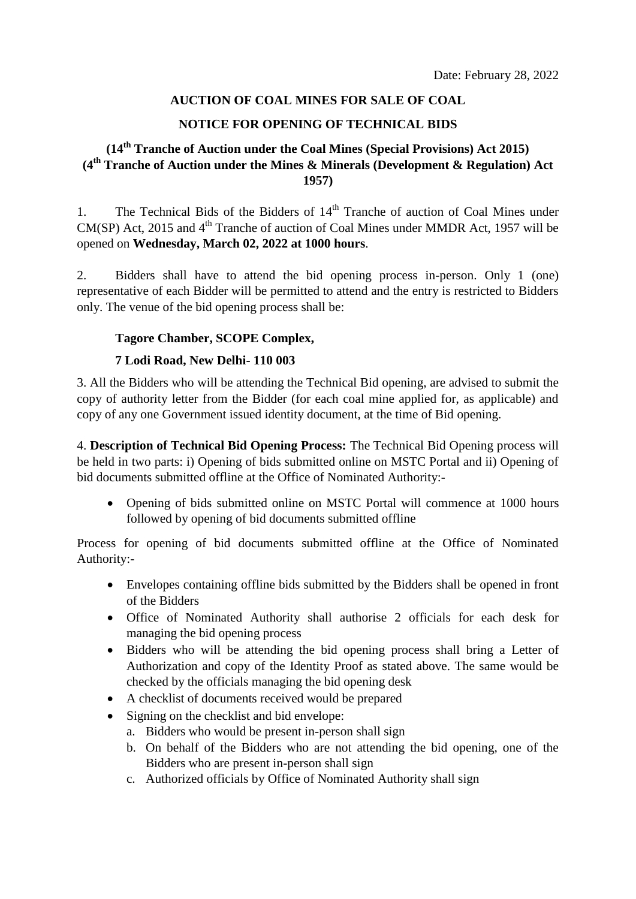Date: February 28, 2022

**AUCTION OF COAL MINES FOR SALE OF COAL**

**NOTICE FOR OPENING OF TECHNICAL BIDS**

**(14th Tranche of Auction under the Coal Mines (Special Provisions) Act 2015)**
**(4th Tranche of Auction under the Mines & Minerals (Development & Regulation) Act 1957)**

1. The Technical Bids of the Bidders of 14th Tranche of auction of Coal Mines under CM(SP) Act, 2015 and 4th Tranche of auction of Coal Mines under MMDR Act, 1957 will be opened on **Wednesday, March 02, 2022 at 1000 hours**.

2. Bidders shall have to attend the bid opening process in-person. Only 1 (one) representative of each Bidder will be permitted to attend and the entry is restricted to Bidders only. The venue of the bid opening process shall be:

   **Tagore Chamber, SCOPE Complex,**

   **7 Lodi Road, New Delhi- 110 003**

3. All the Bidders who will be attending the Technical Bid opening, are advised to submit the copy of authority letter from the Bidder (for each coal mine applied for, as applicable) and copy of any one Government issued identity document, at the time of Bid opening.

4. **Description of Technical Bid Opening Process:** The Technical Bid Opening process will be held in two parts: i) Opening of bids submitted online on MSTC Portal and ii) Opening of bid documents submitted offline at the Office of Nominated Authority:-

- Opening of bids submitted online on MSTC Portal will commence at 1000 hours followed by opening of bid documents submitted offline

Process for opening of bid documents submitted offline at the Office of Nominated Authority:-

- Envelopes containing offline bids submitted by the Bidders shall be opened in front of the Bidders
- Office of Nominated Authority shall authorise 2 officials for each desk for managing the bid opening process
- Bidders who will be attending the bid opening process shall bring a Letter of Authorization and copy of the Identity Proof as stated above. The same would be checked by the officials managing the bid opening desk
- A checklist of documents received would be prepared
- Signing on the checklist and bid envelope:
  a. Bidders who would be present in-person shall sign
  b. On behalf of the Bidders who are not attending the bid opening, one of the Bidders who are present in-person shall sign
  c. Authorized officials by Office of Nominated Authority shall sign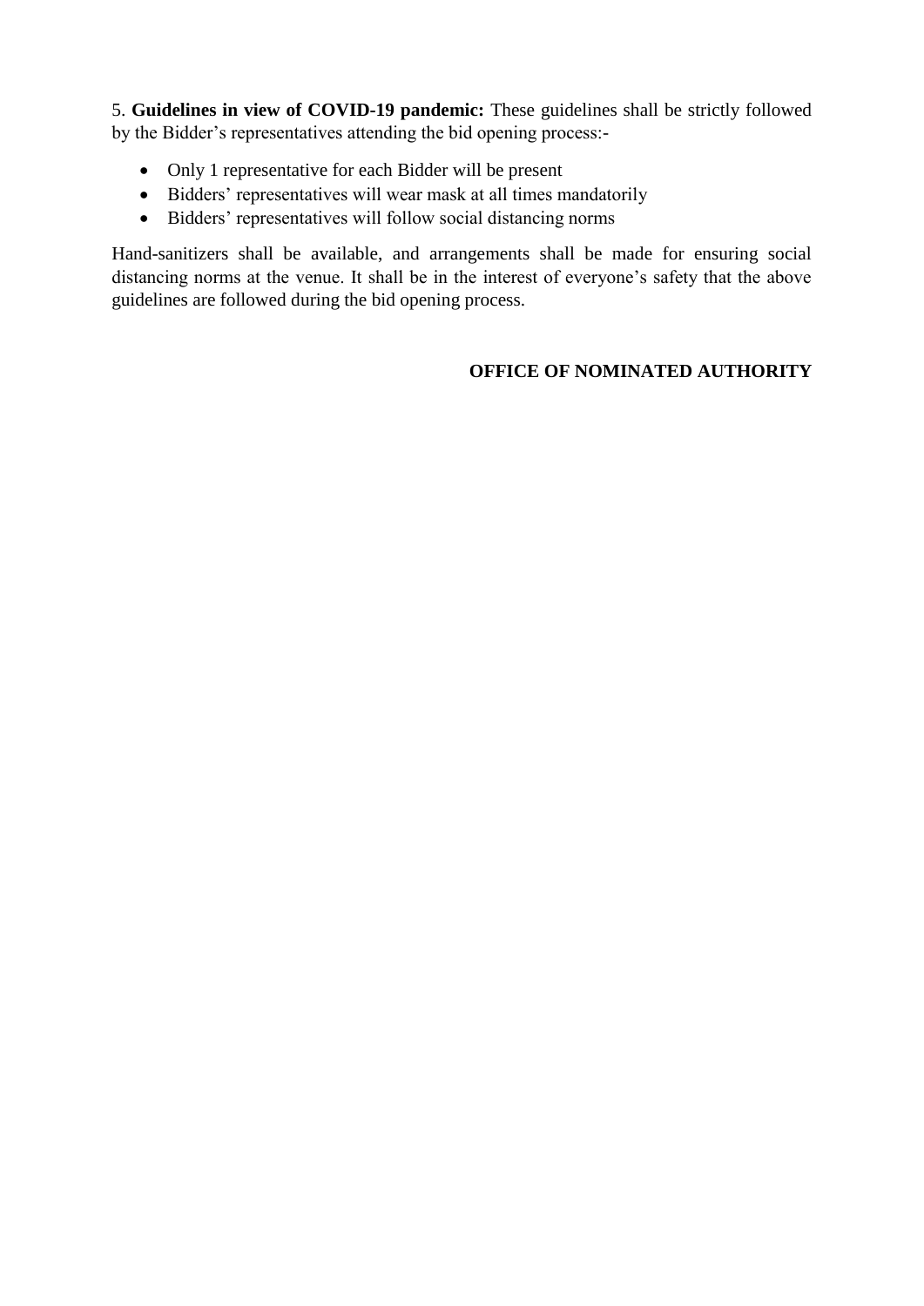5. **Guidelines in view of COVID-19 pandemic:** These guidelines shall be strictly followed by the Bidder's representatives attending the bid opening process:-

- Only 1 representative for each Bidder will be present
- Bidders' representatives will wear mask at all times mandatorily
- Bidders' representatives will follow social distancing norms

Hand-sanitizers shall be available, and arrangements shall be made for ensuring social distancing norms at the venue. It shall be in the interest of everyone's safety that the above guidelines are followed during the bid opening process.

**OFFICE OF NOMINATED AUTHORITY**